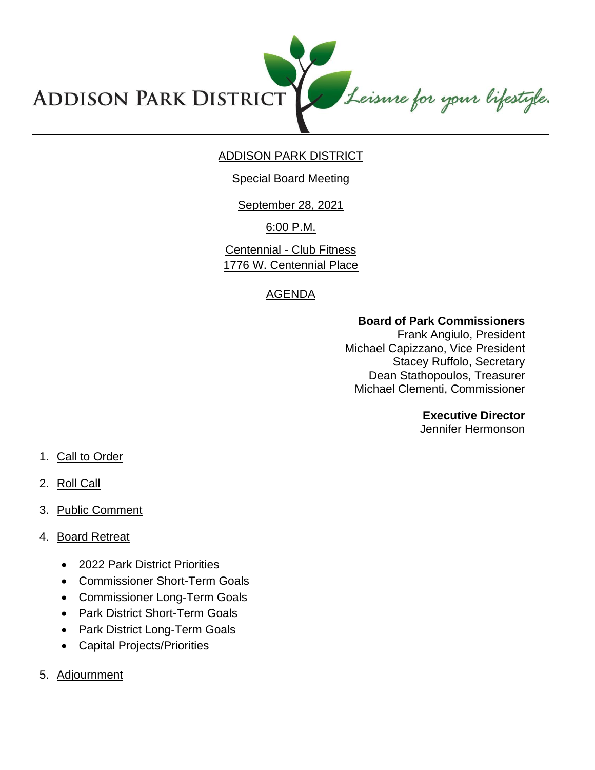ADDISON PARK DISTRICT *Leisure for your lifestyle.*

# ADDISON PARK DISTRICT

## Special Board Meeting

September 28, 2021

6:00 P.M.

Centennial - Club Fitness
1776 W. Centennial Place

## AGENDA

**Board of Park Commissioners**
Frank Angiulo, President
Michael Capizzano, Vice President
Stacey Ruffolo, Secretary
Dean Stathopoulos, Treasurer
Michael Clementi, Commissioner

**Executive Director**
Jennifer Hermonson

1. Call to Order
2. Roll Call
3. Public Comment
4. Board Retreat
   - 2022 Park District Priorities
   - Commissioner Short-Term Goals
   - Commissioner Long-Term Goals
   - Park District Short-Term Goals
   - Park District Long-Term Goals
   - Capital Projects/Priorities
5. Adjournment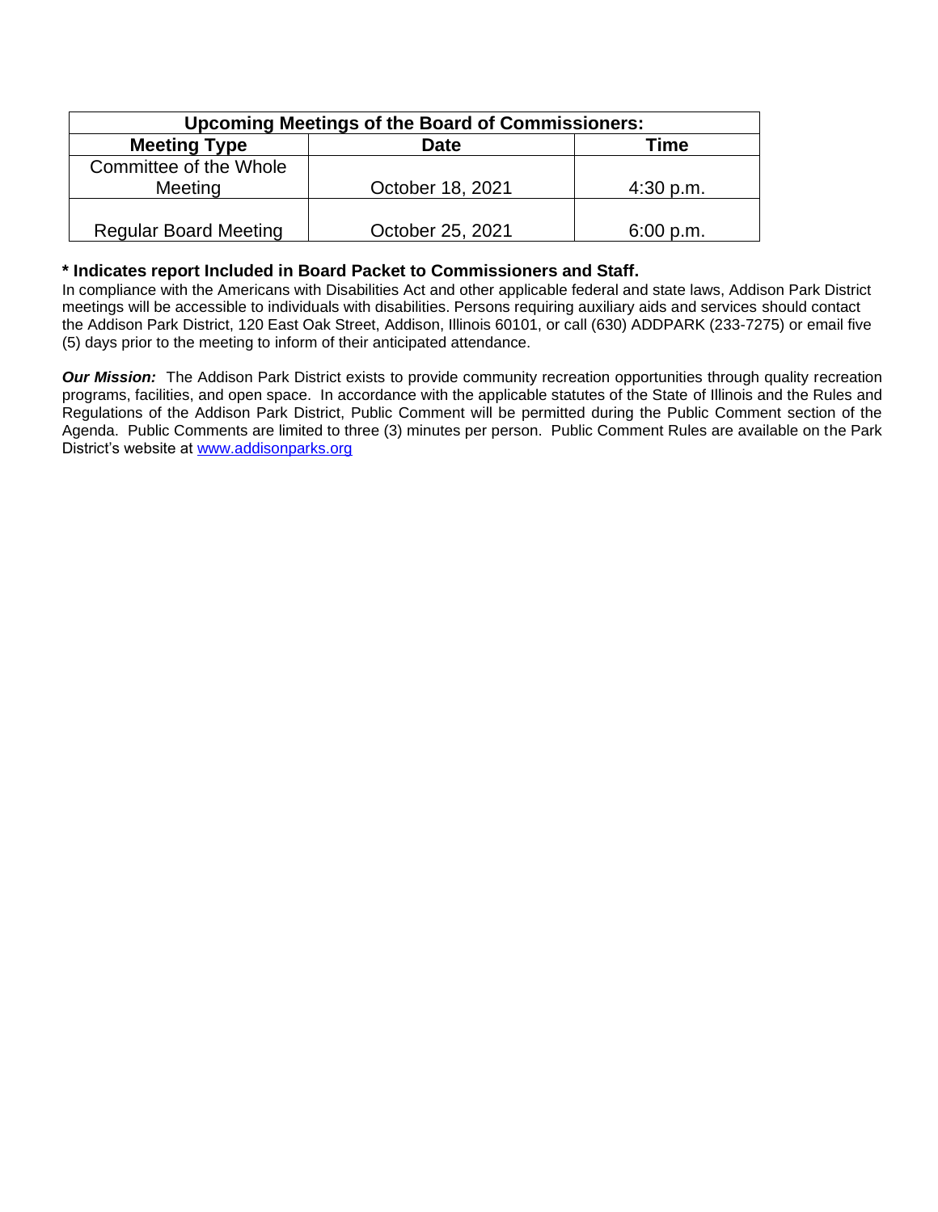| Upcoming Meetings of the Board of Commissioners: | | |
|---|---|---|
| **Meeting Type** | **Date** | **Time** |
| Committee of the Whole Meeting | October 18, 2021 | 4:30 p.m. |
| Regular Board Meeting | October 25, 2021 | 6:00 p.m. |

**\* Indicates report Included in Board Packet to Commissioners and Staff.**

In compliance with the Americans with Disabilities Act and other applicable federal and state laws, Addison Park District meetings will be accessible to individuals with disabilities. Persons requiring auxiliary aids and services should contact the Addison Park District, 120 East Oak Street, Addison, Illinois 60101, or call (630) ADDPARK (233-7275) or email five (5) days prior to the meeting to inform of their anticipated attendance.

***Our Mission:*** The Addison Park District exists to provide community recreation opportunities through quality recreation programs, facilities, and open space. In accordance with the applicable statutes of the State of Illinois and the Rules and Regulations of the Addison Park District, Public Comment will be permitted during the Public Comment section of the Agenda. Public Comments are limited to three (3) minutes per person. Public Comment Rules are available on the Park District's website at [www.addisonparks.org](http://www.addisonparks.org)